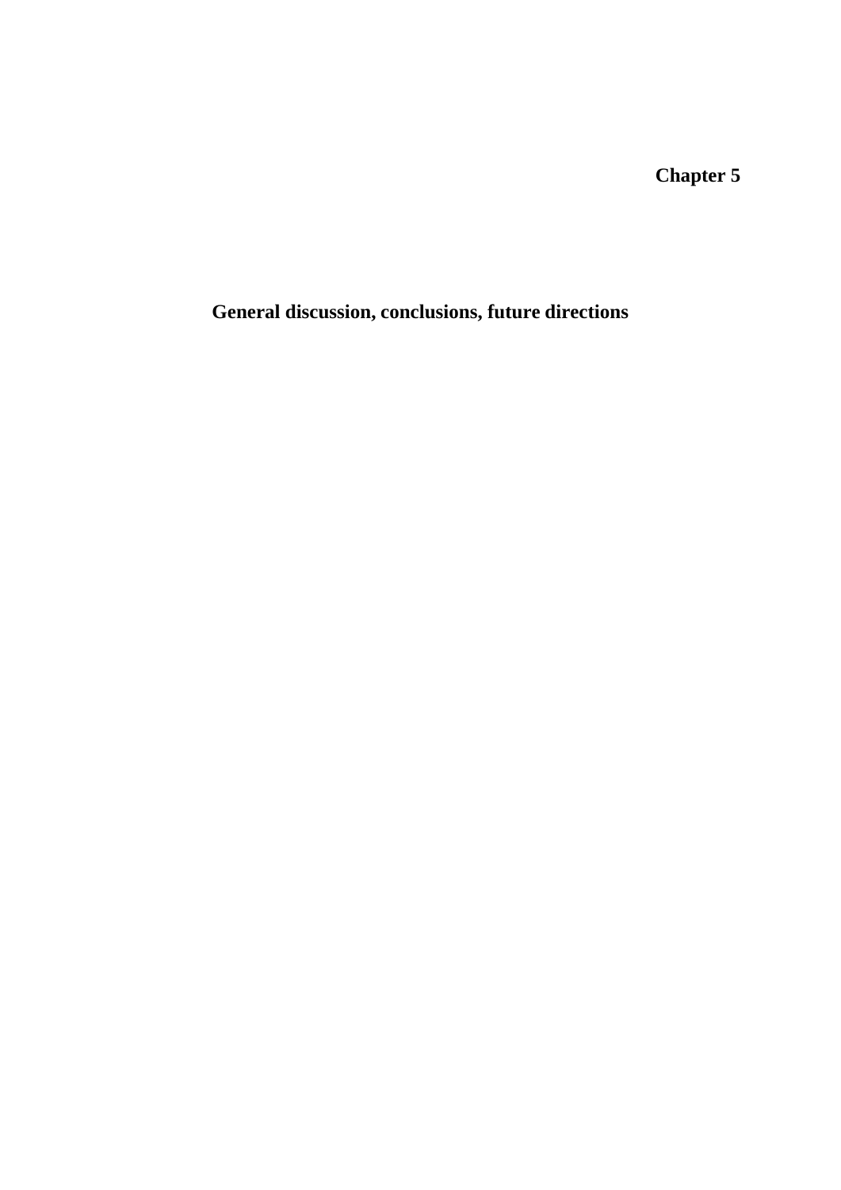# Chapter 5

## General discussion, conclusions, future directions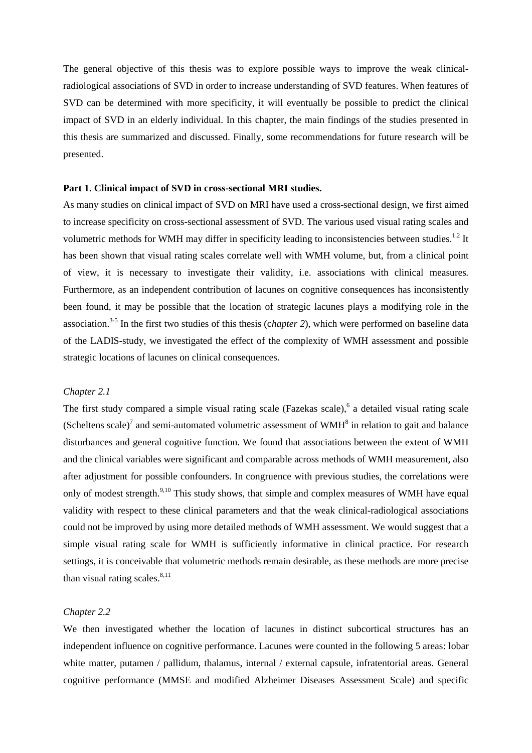The general objective of this thesis was to explore possible ways to improve the weak clinical-radiological associations of SVD in order to increase understanding of SVD features. When features of SVD can be determined with more specificity, it will eventually be possible to predict the clinical impact of SVD in an elderly individual. In this chapter, the main findings of the studies presented in this thesis are summarized and discussed. Finally, some recommendations for future research will be presented.

**Part 1. Clinical impact of SVD in cross-sectional MRI studies.**

As many studies on clinical impact of SVD on MRI have used a cross-sectional design, we first aimed to increase specificity on cross-sectional assessment of SVD. The various used visual rating scales and volumetric methods for WMH may differ in specificity leading to inconsistencies between studies.[1,2] It has been shown that visual rating scales correlate well with WMH volume, but, from a clinical point of view, it is necessary to investigate their validity, i.e. associations with clinical measures. Furthermore, as an independent contribution of lacunes on cognitive consequences has inconsistently been found, it may be possible that the location of strategic lacunes plays a modifying role in the association.[3-5] In the first two studies of this thesis (c*hapter 2*), which were performed on baseline data of the LADIS-study, we investigated the effect of the complexity of WMH assessment and possible strategic locations of lacunes on clinical consequences.

*Chapter 2.1*

The first study compared a simple visual rating scale (Fazekas scale),[6] a detailed visual rating scale (Scheltens scale)[7] and semi-automated volumetric assessment of WMH[8] in relation to gait and balance disturbances and general cognitive function. We found that associations between the extent of WMH and the clinical variables were significant and comparable across methods of WMH measurement, also after adjustment for possible confounders. In congruence with previous studies, the correlations were only of modest strength.[9,10] This study shows, that simple and complex measures of WMH have equal validity with respect to these clinical parameters and that the weak clinical-radiological associations could not be improved by using more detailed methods of WMH assessment. We would suggest that a simple visual rating scale for WMH is sufficiently informative in clinical practice. For research settings, it is conceivable that volumetric methods remain desirable, as these methods are more precise than visual rating scales.[8,11]

*Chapter 2.2*

We then investigated whether the location of lacunes in distinct subcortical structures has an independent influence on cognitive performance. Lacunes were counted in the following 5 areas: lobar white matter, putamen / pallidum, thalamus, internal / external capsule, infratentorial areas. General cognitive performance (MMSE and modified Alzheimer Diseases Assessment Scale) and specific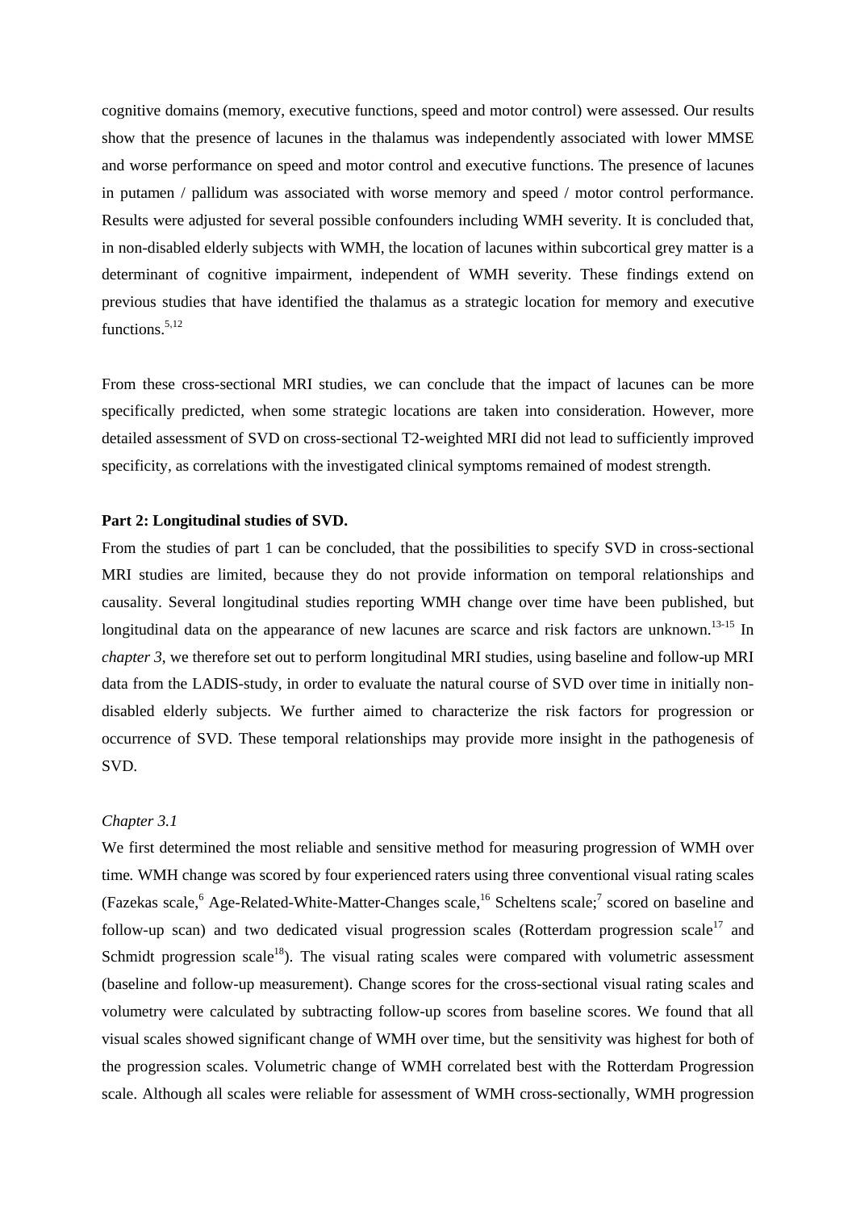cognitive domains (memory, executive functions, speed and motor control) were assessed. Our results show that the presence of lacunes in the thalamus was independently associated with lower MMSE and worse performance on speed and motor control and executive functions. The presence of lacunes in putamen / pallidum was associated with worse memory and speed / motor control performance. Results were adjusted for several possible confounders including WMH severity. It is concluded that, in non-disabled elderly subjects with WMH, the location of lacunes within subcortical grey matter is a determinant of cognitive impairment, independent of WMH severity. These findings extend on previous studies that have identified the thalamus as a strategic location for memory and executive functions.[5,12]

From these cross-sectional MRI studies, we can conclude that the impact of lacunes can be more specifically predicted, when some strategic locations are taken into consideration. However, more detailed assessment of SVD on cross-sectional T2-weighted MRI did not lead to sufficiently improved specificity, as correlations with the investigated clinical symptoms remained of modest strength.

**Part 2: Longitudinal studies of SVD.**

From the studies of part 1 can be concluded, that the possibilities to specify SVD in cross-sectional MRI studies are limited, because they do not provide information on temporal relationships and causality. Several longitudinal studies reporting WMH change over time have been published, but longitudinal data on the appearance of new lacunes are scarce and risk factors are unknown.[13-15] In *chapter 3*, we therefore set out to perform longitudinal MRI studies, using baseline and follow-up MRI data from the LADIS-study, in order to evaluate the natural course of SVD over time in initially non-disabled elderly subjects. We further aimed to characterize the risk factors for progression or occurrence of SVD. These temporal relationships may provide more insight in the pathogenesis of SVD.

*Chapter 3.1*

We first determined the most reliable and sensitive method for measuring progression of WMH over time. WMH change was scored by four experienced raters using three conventional visual rating scales (Fazekas scale,[6] Age-Related-White-Matter-Changes scale,[16] Scheltens scale;[7] scored on baseline and follow-up scan) and two dedicated visual progression scales (Rotterdam progression scale[17] and Schmidt progression scale[18]). The visual rating scales were compared with volumetric assessment (baseline and follow-up measurement). Change scores for the cross-sectional visual rating scales and volumetry were calculated by subtracting follow-up scores from baseline scores. We found that all visual scales showed significant change of WMH over time, but the sensitivity was highest for both of the progression scales. Volumetric change of WMH correlated best with the Rotterdam Progression scale. Although all scales were reliable for assessment of WMH cross-sectionally, WMH progression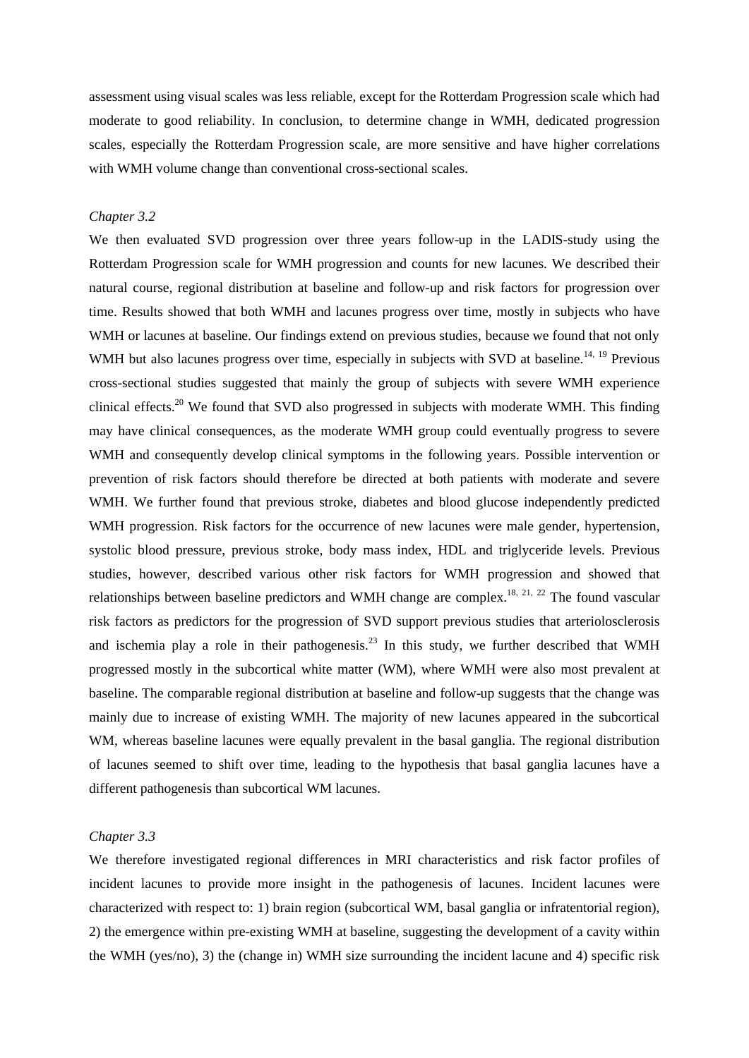assessment using visual scales was less reliable, except for the Rotterdam Progression scale which had moderate to good reliability. In conclusion, to determine change in WMH, dedicated progression scales, especially the Rotterdam Progression scale, are more sensitive and have higher correlations with WMH volume change than conventional cross-sectional scales.

*Chapter 3.2*

We then evaluated SVD progression over three years follow-up in the LADIS-study using the Rotterdam Progression scale for WMH progression and counts for new lacunes. We described their natural course, regional distribution at baseline and follow-up and risk factors for progression over time. Results showed that both WMH and lacunes progress over time, mostly in subjects who have WMH or lacunes at baseline. Our findings extend on previous studies, because we found that not only WMH but also lacunes progress over time, especially in subjects with SVD at baseline.[14, 19] Previous cross-sectional studies suggested that mainly the group of subjects with severe WMH experience clinical effects.[20] We found that SVD also progressed in subjects with moderate WMH. This finding may have clinical consequences, as the moderate WMH group could eventually progress to severe WMH and consequently develop clinical symptoms in the following years. Possible intervention or prevention of risk factors should therefore be directed at both patients with moderate and severe WMH. We further found that previous stroke, diabetes and blood glucose independently predicted WMH progression. Risk factors for the occurrence of new lacunes were male gender, hypertension, systolic blood pressure, previous stroke, body mass index, HDL and triglyceride levels. Previous studies, however, described various other risk factors for WMH progression and showed that relationships between baseline predictors and WMH change are complex.[18, 21, 22] The found vascular risk factors as predictors for the progression of SVD support previous studies that arteriolosclerosis and ischemia play a role in their pathogenesis.[23] In this study, we further described that WMH progressed mostly in the subcortical white matter (WM), where WMH were also most prevalent at baseline. The comparable regional distribution at baseline and follow-up suggests that the change was mainly due to increase of existing WMH. The majority of new lacunes appeared in the subcortical WM, whereas baseline lacunes were equally prevalent in the basal ganglia. The regional distribution of lacunes seemed to shift over time, leading to the hypothesis that basal ganglia lacunes have a different pathogenesis than subcortical WM lacunes.

*Chapter 3.3*

We therefore investigated regional differences in MRI characteristics and risk factor profiles of incident lacunes to provide more insight in the pathogenesis of lacunes. Incident lacunes were characterized with respect to: 1) brain region (subcortical WM, basal ganglia or infratentorial region), 2) the emergence within pre-existing WMH at baseline, suggesting the development of a cavity within the WMH (yes/no), 3) the (change in) WMH size surrounding the incident lacune and 4) specific risk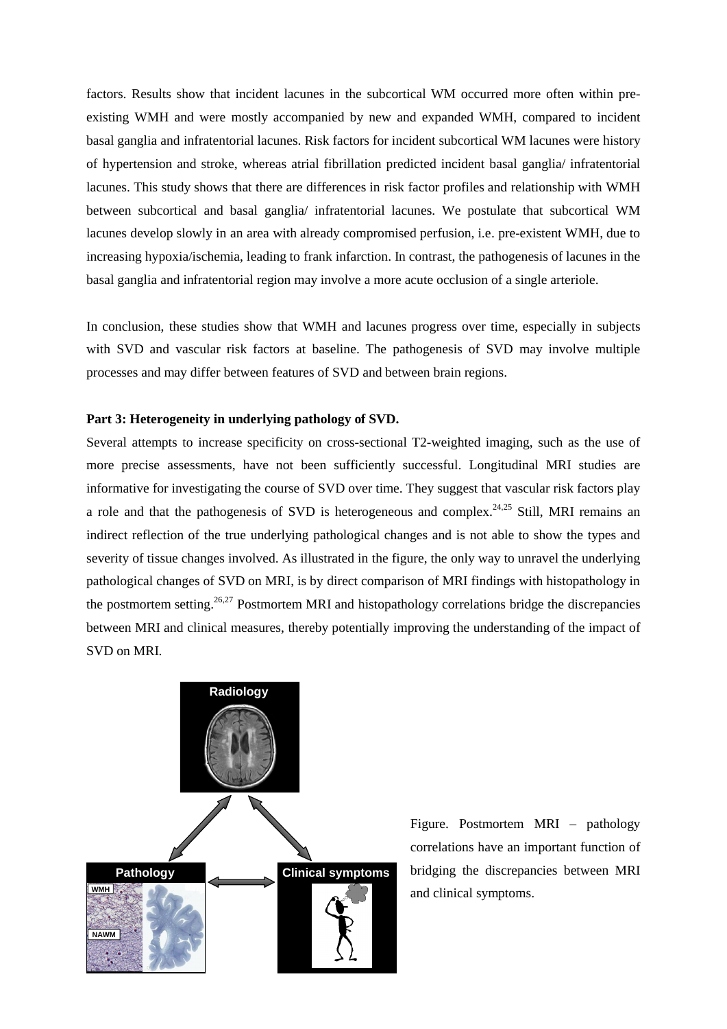factors. Results show that incident lacunes in the subcortical WM occurred more often within pre-existing WMH and were mostly accompanied by new and expanded WMH, compared to incident basal ganglia and infratentorial lacunes. Risk factors for incident subcortical WM lacunes were history of hypertension and stroke, whereas atrial fibrillation predicted incident basal ganglia/ infratentorial lacunes. This study shows that there are differences in risk factor profiles and relationship with WMH between subcortical and basal ganglia/ infratentorial lacunes. We postulate that subcortical WM lacunes develop slowly in an area with already compromised perfusion, i.e. pre-existent WMH, due to increasing hypoxia/ischemia, leading to frank infarction. In contrast, the pathogenesis of lacunes in the basal ganglia and infratentorial region may involve a more acute occlusion of a single arteriole.

In conclusion, these studies show that WMH and lacunes progress over time, especially in subjects with SVD and vascular risk factors at baseline. The pathogenesis of SVD may involve multiple processes and may differ between features of SVD and between brain regions.

**Part 3: Heterogeneity in underlying pathology of SVD.**

Several attempts to increase specificity on cross-sectional T2-weighted imaging, such as the use of more precise assessments, have not been sufficiently successful. Longitudinal MRI studies are informative for investigating the course of SVD over time. They suggest that vascular risk factors play a role and that the pathogenesis of SVD is heterogeneous and complex.[24,25] Still, MRI remains an indirect reflection of the true underlying pathological changes and is not able to show the types and severity of tissue changes involved. As illustrated in the figure, the only way to unravel the underlying pathological changes of SVD on MRI, is by direct comparison of MRI findings with histopathology in the postmortem setting.[26,27] Postmortem MRI and histopathology correlations bridge the discrepancies between MRI and clinical measures, thereby potentially improving the understanding of the impact of SVD on MRI.

Radiology

Pathology

WMH

NAWM

Clinical symptoms

Figure. Postmortem MRI – pathology correlations have an important function of bridging the discrepancies between MRI and clinical symptoms.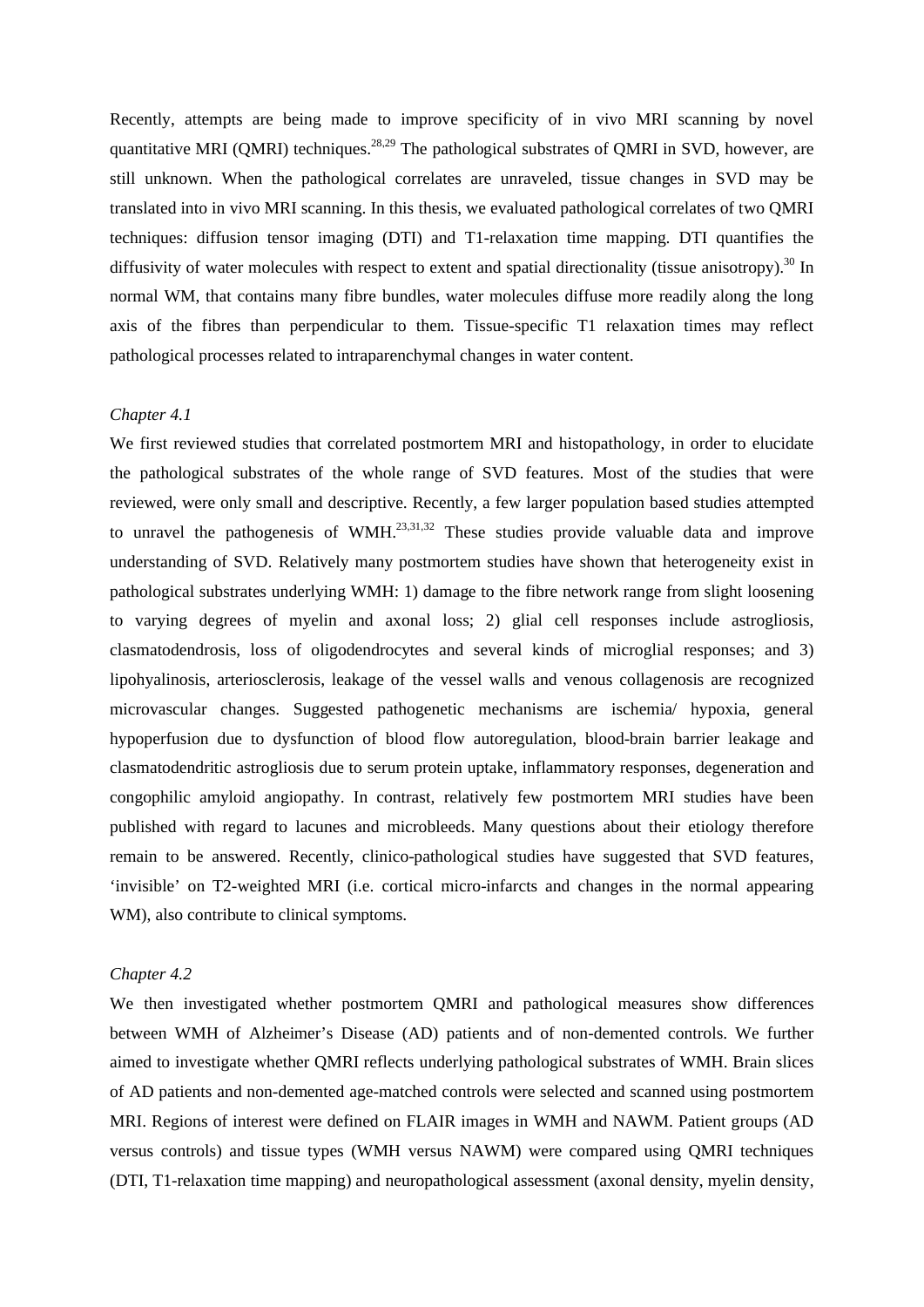Recently, attempts are being made to improve specificity of in vivo MRI scanning by novel quantitative MRI (QMRI) techniques.[28,29] The pathological substrates of QMRI in SVD, however, are still unknown. When the pathological correlates are unraveled, tissue changes in SVD may be translated into in vivo MRI scanning. In this thesis, we evaluated pathological correlates of two QMRI techniques: diffusion tensor imaging (DTI) and T1-relaxation time mapping. DTI quantifies the diffusivity of water molecules with respect to extent and spatial directionality (tissue anisotropy).[30] In normal WM, that contains many fibre bundles, water molecules diffuse more readily along the long axis of the fibres than perpendicular to them. Tissue-specific T1 relaxation times may reflect pathological processes related to intraparenchymal changes in water content.

*Chapter 4.1*

We first reviewed studies that correlated postmortem MRI and histopathology, in order to elucidate the pathological substrates of the whole range of SVD features. Most of the studies that were reviewed, were only small and descriptive. Recently, a few larger population based studies attempted to unravel the pathogenesis of WMH.[23,31,32] These studies provide valuable data and improve understanding of SVD. Relatively many postmortem studies have shown that heterogeneity exist in pathological substrates underlying WMH: 1) damage to the fibre network range from slight loosening to varying degrees of myelin and axonal loss; 2) glial cell responses include astrogliosis, clasmatodendrosis, loss of oligodendrocytes and several kinds of microglial responses; and 3) lipohyalinosis, arteriosclerosis, leakage of the vessel walls and venous collagenosis are recognized microvascular changes. Suggested pathogenetic mechanisms are ischemia/ hypoxia, general hypoperfusion due to dysfunction of blood flow autoregulation, blood-brain barrier leakage and clasmatodendritic astrogliosis due to serum protein uptake, inflammatory responses, degeneration and congophilic amyloid angiopathy. In contrast, relatively few postmortem MRI studies have been published with regard to lacunes and microbleeds. Many questions about their etiology therefore remain to be answered. Recently, clinico-pathological studies have suggested that SVD features, 'invisible' on T2-weighted MRI (i.e. cortical micro-infarcts and changes in the normal appearing WM), also contribute to clinical symptoms.

*Chapter 4.2*

We then investigated whether postmortem QMRI and pathological measures show differences between WMH of Alzheimer's Disease (AD) patients and of non-demented controls. We further aimed to investigate whether QMRI reflects underlying pathological substrates of WMH. Brain slices of AD patients and non-demented age-matched controls were selected and scanned using postmortem MRI. Regions of interest were defined on FLAIR images in WMH and NAWM. Patient groups (AD versus controls) and tissue types (WMH versus NAWM) were compared using QMRI techniques (DTI, T1-relaxation time mapping) and neuropathological assessment (axonal density, myelin density,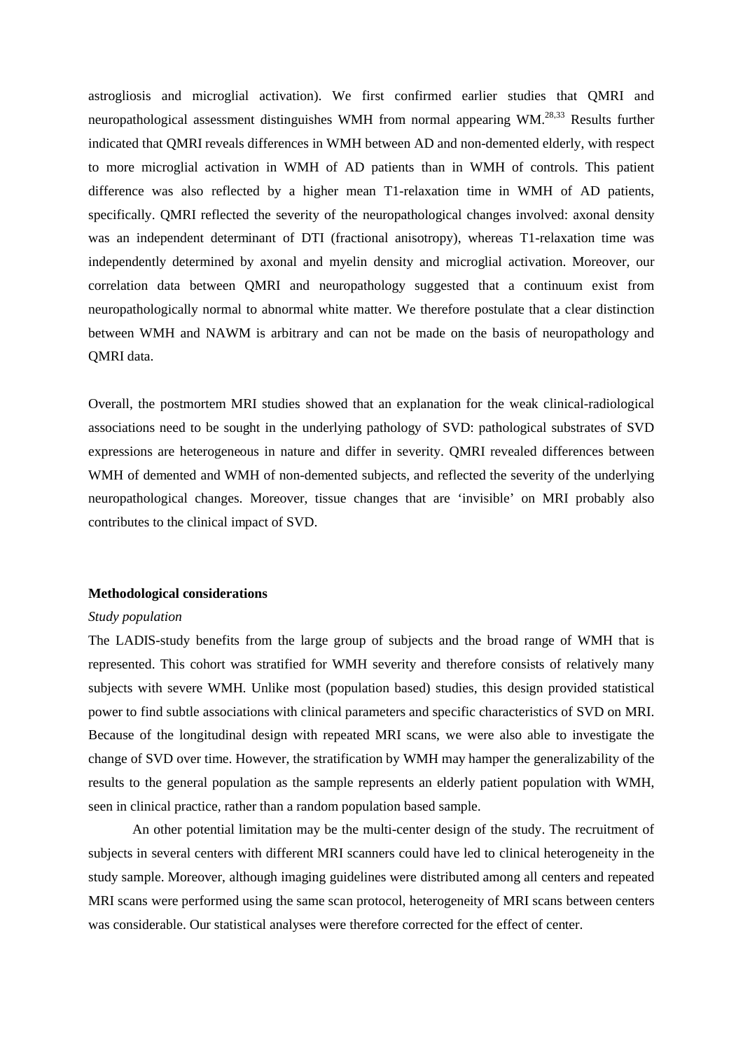astrogliosis and microglial activation). We first confirmed earlier studies that QMRI and neuropathological assessment distinguishes WMH from normal appearing WM.[28,33] Results further indicated that QMRI reveals differences in WMH between AD and non-demented elderly, with respect to more microglial activation in WMH of AD patients than in WMH of controls. This patient difference was also reflected by a higher mean T1-relaxation time in WMH of AD patients, specifically. QMRI reflected the severity of the neuropathological changes involved: axonal density was an independent determinant of DTI (fractional anisotropy), whereas T1-relaxation time was independently determined by axonal and myelin density and microglial activation. Moreover, our correlation data between QMRI and neuropathology suggested that a continuum exist from neuropathologically normal to abnormal white matter. We therefore postulate that a clear distinction between WMH and NAWM is arbitrary and can not be made on the basis of neuropathology and QMRI data.

Overall, the postmortem MRI studies showed that an explanation for the weak clinical-radiological associations need to be sought in the underlying pathology of SVD: pathological substrates of SVD expressions are heterogeneous in nature and differ in severity. QMRI revealed differences between WMH of demented and WMH of non-demented subjects, and reflected the severity of the underlying neuropathological changes. Moreover, tissue changes that are 'invisible' on MRI probably also contributes to the clinical impact of SVD.

**Methodological considerations**

*Study population*

The LADIS-study benefits from the large group of subjects and the broad range of WMH that is represented. This cohort was stratified for WMH severity and therefore consists of relatively many subjects with severe WMH. Unlike most (population based) studies, this design provided statistical power to find subtle associations with clinical parameters and specific characteristics of SVD on MRI. Because of the longitudinal design with repeated MRI scans, we were also able to investigate the change of SVD over time. However, the stratification by WMH may hamper the generalizability of the results to the general population as the sample represents an elderly patient population with WMH, seen in clinical practice, rather than a random population based sample.

An other potential limitation may be the multi-center design of the study. The recruitment of subjects in several centers with different MRI scanners could have led to clinical heterogeneity in the study sample. Moreover, although imaging guidelines were distributed among all centers and repeated MRI scans were performed using the same scan protocol, heterogeneity of MRI scans between centers was considerable. Our statistical analyses were therefore corrected for the effect of center.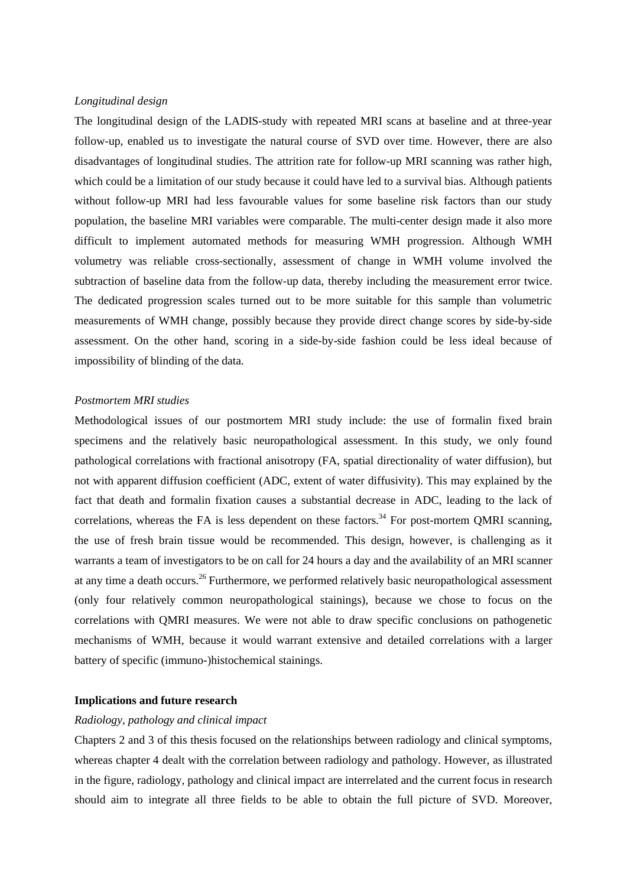*Longitudinal design*

The longitudinal design of the LADIS-study with repeated MRI scans at baseline and at three-year follow-up, enabled us to investigate the natural course of SVD over time. However, there are also disadvantages of longitudinal studies. The attrition rate for follow-up MRI scanning was rather high, which could be a limitation of our study because it could have led to a survival bias. Although patients without follow-up MRI had less favourable values for some baseline risk factors than our study population, the baseline MRI variables were comparable. The multi-center design made it also more difficult to implement automated methods for measuring WMH progression. Although WMH volumetry was reliable cross-sectionally, assessment of change in WMH volume involved the subtraction of baseline data from the follow-up data, thereby including the measurement error twice. The dedicated progression scales turned out to be more suitable for this sample than volumetric measurements of WMH change, possibly because they provide direct change scores by side-by-side assessment. On the other hand, scoring in a side-by-side fashion could be less ideal because of impossibility of blinding of the data.

*Postmortem MRI studies*

Methodological issues of our postmortem MRI study include: the use of formalin fixed brain specimens and the relatively basic neuropathological assessment. In this study, we only found pathological correlations with fractional anisotropy (FA, spatial directionality of water diffusion), but not with apparent diffusion coefficient (ADC, extent of water diffusivity). This may explained by the fact that death and formalin fixation causes a substantial decrease in ADC, leading to the lack of correlations, whereas the FA is less dependent on these factors.[34] For post-mortem QMRI scanning, the use of fresh brain tissue would be recommended. This design, however, is challenging as it warrants a team of investigators to be on call for 24 hours a day and the availability of an MRI scanner at any time a death occurs.[26] Furthermore, we performed relatively basic neuropathological assessment (only four relatively common neuropathological stainings), because we chose to focus on the correlations with QMRI measures. We were not able to draw specific conclusions on pathogenetic mechanisms of WMH, because it would warrant extensive and detailed correlations with a larger battery of specific (immuno-)histochemical stainings.

**Implications and future research**

*Radiology, pathology and clinical impact*

Chapters 2 and 3 of this thesis focused on the relationships between radiology and clinical symptoms, whereas chapter 4 dealt with the correlation between radiology and pathology. However, as illustrated in the figure, radiology, pathology and clinical impact are interrelated and the current focus in research should aim to integrate all three fields to be able to obtain the full picture of SVD. Moreover,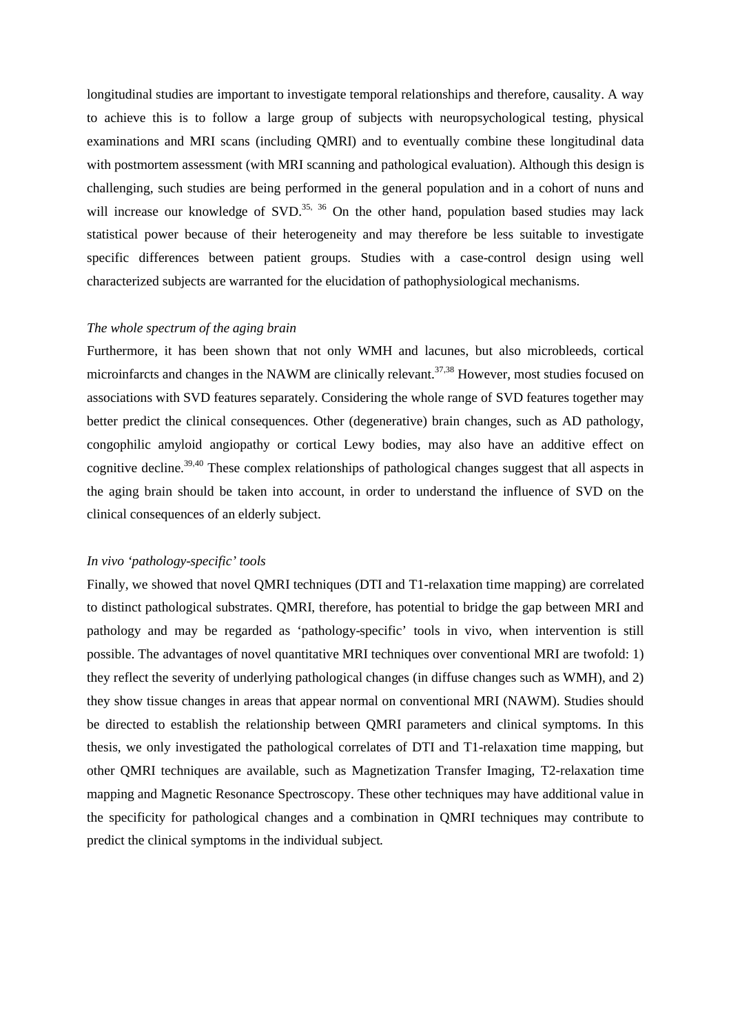longitudinal studies are important to investigate temporal relationships and therefore, causality. A way to achieve this is to follow a large group of subjects with neuropsychological testing, physical examinations and MRI scans (including QMRI) and to eventually combine these longitudinal data with postmortem assessment (with MRI scanning and pathological evaluation). Although this design is challenging, such studies are being performed in the general population and in a cohort of nuns and will increase our knowledge of SVD.[35, 36] On the other hand, population based studies may lack statistical power because of their heterogeneity and may therefore be less suitable to investigate specific differences between patient groups. Studies with a case-control design using well characterized subjects are warranted for the elucidation of pathophysiological mechanisms.

*The whole spectrum of the aging brain*

Furthermore, it has been shown that not only WMH and lacunes, but also microbleeds, cortical microinfarcts and changes in the NAWM are clinically relevant.[37,38] However, most studies focused on associations with SVD features separately. Considering the whole range of SVD features together may better predict the clinical consequences. Other (degenerative) brain changes, such as AD pathology, congophilic amyloid angiopathy or cortical Lewy bodies, may also have an additive effect on cognitive decline.[39,40] These complex relationships of pathological changes suggest that all aspects in the aging brain should be taken into account, in order to understand the influence of SVD on the clinical consequences of an elderly subject.

*In vivo 'pathology-specific' tools*

Finally, we showed that novel QMRI techniques (DTI and T1-relaxation time mapping) are correlated to distinct pathological substrates. QMRI, therefore, has potential to bridge the gap between MRI and pathology and may be regarded as 'pathology-specific' tools in vivo, when intervention is still possible. The advantages of novel quantitative MRI techniques over conventional MRI are twofold: 1) they reflect the severity of underlying pathological changes (in diffuse changes such as WMH), and 2) they show tissue changes in areas that appear normal on conventional MRI (NAWM). Studies should be directed to establish the relationship between QMRI parameters and clinical symptoms. In this thesis, we only investigated the pathological correlates of DTI and T1-relaxation time mapping, but other QMRI techniques are available, such as Magnetization Transfer Imaging, T2-relaxation time mapping and Magnetic Resonance Spectroscopy. These other techniques may have additional value in the specificity for pathological changes and a combination in QMRI techniques may contribute to predict the clinical symptoms in the individual subject.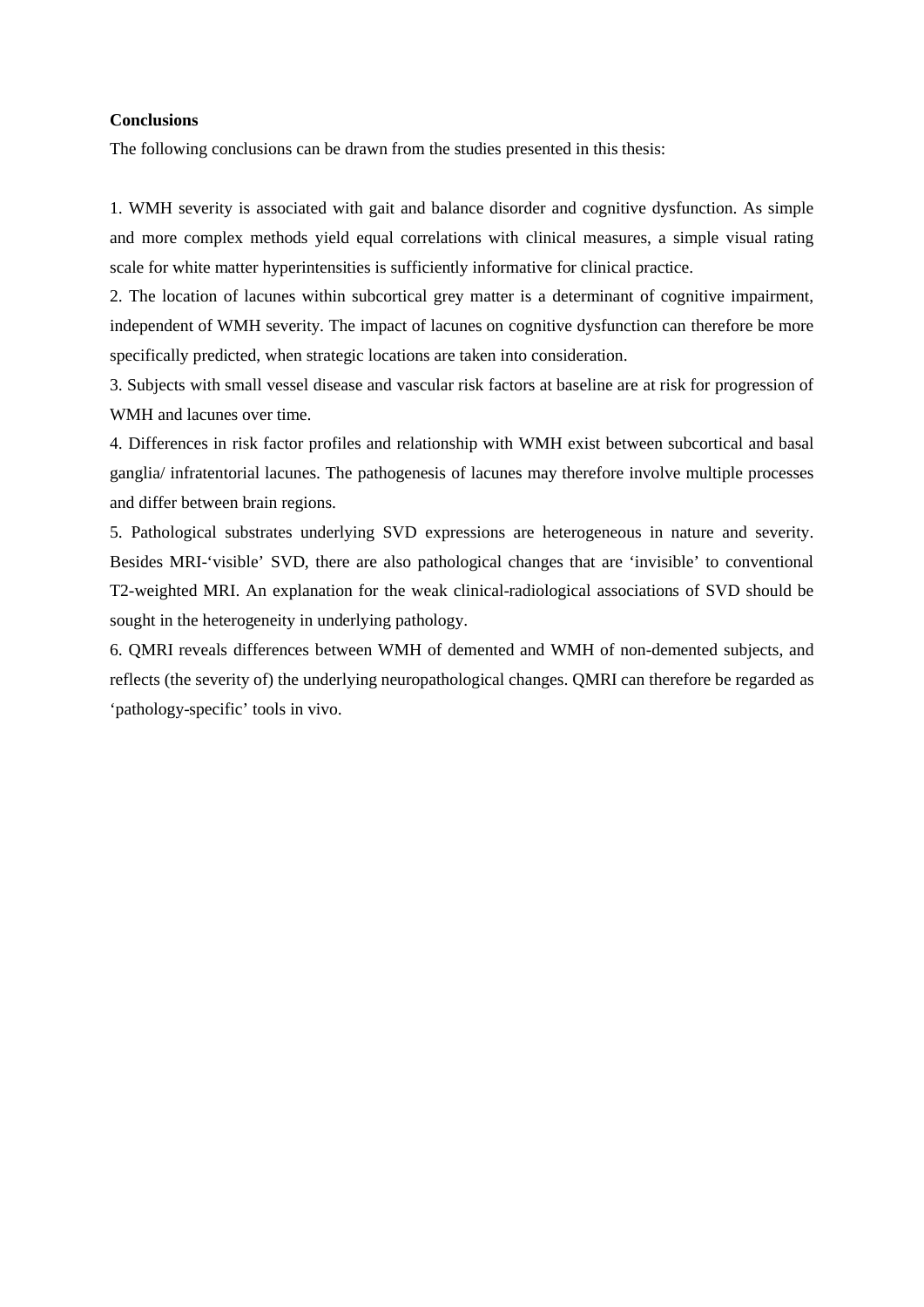**Conclusions**

The following conclusions can be drawn from the studies presented in this thesis:

1. WMH severity is associated with gait and balance disorder and cognitive dysfunction. As simple and more complex methods yield equal correlations with clinical measures, a simple visual rating scale for white matter hyperintensities is sufficiently informative for clinical practice.
2. The location of lacunes within subcortical grey matter is a determinant of cognitive impairment, independent of WMH severity. The impact of lacunes on cognitive dysfunction can therefore be more specifically predicted, when strategic locations are taken into consideration.
3. Subjects with small vessel disease and vascular risk factors at baseline are at risk for progression of WMH and lacunes over time.
4. Differences in risk factor profiles and relationship with WMH exist between subcortical and basal ganglia/ infratentorial lacunes. The pathogenesis of lacunes may therefore involve multiple processes and differ between brain regions.
5. Pathological substrates underlying SVD expressions are heterogeneous in nature and severity. Besides MRI-'visible' SVD, there are also pathological changes that are 'invisible' to conventional T2-weighted MRI. An explanation for the weak clinical-radiological associations of SVD should be sought in the heterogeneity in underlying pathology.
6. QMRI reveals differences between WMH of demented and WMH of non-demented subjects, and reflects (the severity of) the underlying neuropathological changes. QMRI can therefore be regarded as 'pathology-specific' tools in vivo.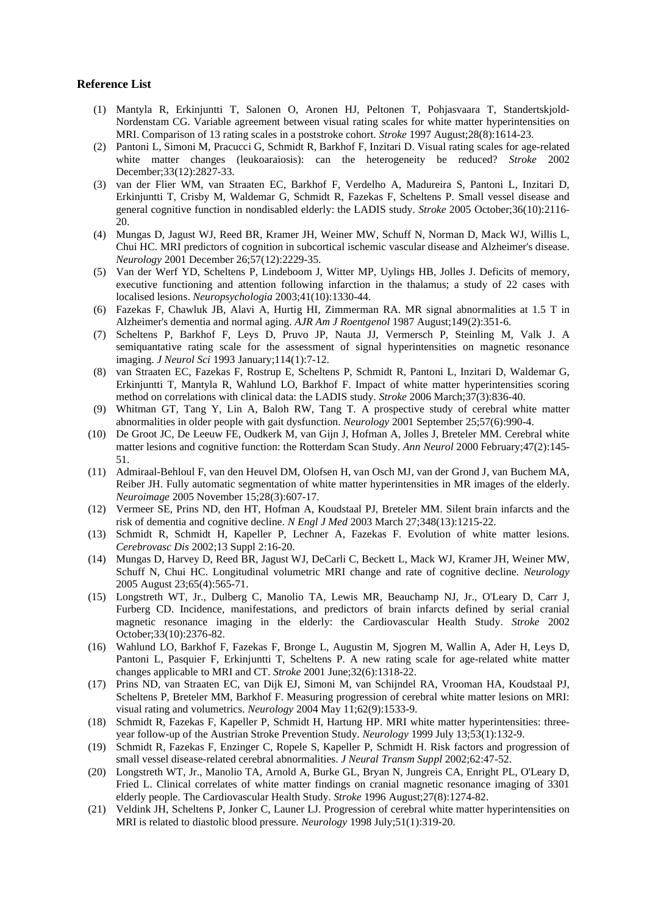## Reference List

(1) Mantyla R, Erkinjuntti T, Salonen O, Aronen HJ, Peltonen T, Pohjasvaara T, Standertskjold-Nordenstam CG. Variable agreement between visual rating scales for white matter hyperintensities on MRI. Comparison of 13 rating scales in a poststroke cohort. *Stroke* 1997 August;28(8):1614-23.

(2) Pantoni L, Simoni M, Pracucci G, Schmidt R, Barkhof F, Inzitari D. Visual rating scales for age-related white matter changes (leukoaraiosis): can the heterogeneity be reduced? *Stroke* 2002 December;33(12):2827-33.

(3) van der Flier WM, van Straaten EC, Barkhof F, Verdelho A, Madureira S, Pantoni L, Inzitari D, Erkinjuntti T, Crisby M, Waldemar G, Schmidt R, Fazekas F, Scheltens P. Small vessel disease and general cognitive function in nondisabled elderly: the LADIS study. *Stroke* 2005 October;36(10):2116-20.

(4) Mungas D, Jagust WJ, Reed BR, Kramer JH, Weiner MW, Schuff N, Norman D, Mack WJ, Willis L, Chui HC. MRI predictors of cognition in subcortical ischemic vascular disease and Alzheimer's disease. *Neurology* 2001 December 26;57(12):2229-35.

(5) Van der Werf YD, Scheltens P, Lindeboom J, Witter MP, Uylings HB, Jolles J. Deficits of memory, executive functioning and attention following infarction in the thalamus; a study of 22 cases with localised lesions. *Neuropsychologia* 2003;41(10):1330-44.

(6) Fazekas F, Chawluk JB, Alavi A, Hurtig HI, Zimmerman RA. MR signal abnormalities at 1.5 T in Alzheimer's dementia and normal aging. *AJR Am J Roentgenol* 1987 August;149(2):351-6.

(7) Scheltens P, Barkhof F, Leys D, Pruvo JP, Nauta JJ, Vermersch P, Steinling M, Valk J. A semiquantative rating scale for the assessment of signal hyperintensities on magnetic resonance imaging. *J Neurol Sci* 1993 January;114(1):7-12.

(8) van Straaten EC, Fazekas F, Rostrup E, Scheltens P, Schmidt R, Pantoni L, Inzitari D, Waldemar G, Erkinjuntti T, Mantyla R, Wahlund LO, Barkhof F. Impact of white matter hyperintensities scoring method on correlations with clinical data: the LADIS study. *Stroke* 2006 March;37(3):836-40.

(9) Whitman GT, Tang Y, Lin A, Baloh RW, Tang T. A prospective study of cerebral white matter abnormalities in older people with gait dysfunction. *Neurology* 2001 September 25;57(6):990-4.

(10) De Groot JC, De Leeuw FE, Oudkerk M, van Gijn J, Hofman A, Jolles J, Breteler MM. Cerebral white matter lesions and cognitive function: the Rotterdam Scan Study. *Ann Neurol* 2000 February;47(2):145-51.

(11) Admiraal-Behloul F, van den Heuvel DM, Olofsen H, van Osch MJ, van der Grond J, van Buchem MA, Reiber JH. Fully automatic segmentation of white matter hyperintensities in MR images of the elderly. *Neuroimage* 2005 November 15;28(3):607-17.

(12) Vermeer SE, Prins ND, den HT, Hofman A, Koudstaal PJ, Breteler MM. Silent brain infarcts and the risk of dementia and cognitive decline. *N Engl J Med* 2003 March 27;348(13):1215-22.

(13) Schmidt R, Schmidt H, Kapeller P, Lechner A, Fazekas F. Evolution of white matter lesions. *Cerebrovasc Dis* 2002;13 Suppl 2:16-20.

(14) Mungas D, Harvey D, Reed BR, Jagust WJ, DeCarli C, Beckett L, Mack WJ, Kramer JH, Weiner MW, Schuff N, Chui HC. Longitudinal volumetric MRI change and rate of cognitive decline. *Neurology* 2005 August 23;65(4):565-71.

(15) Longstreth WT, Jr., Dulberg C, Manolio TA, Lewis MR, Beauchamp NJ, Jr., O'Leary D, Carr J, Furberg CD. Incidence, manifestations, and predictors of brain infarcts defined by serial cranial magnetic resonance imaging in the elderly: the Cardiovascular Health Study. *Stroke* 2002 October;33(10):2376-82.

(16) Wahlund LO, Barkhof F, Fazekas F, Bronge L, Augustin M, Sjogren M, Wallin A, Ader H, Leys D, Pantoni L, Pasquier F, Erkinjuntti T, Scheltens P. A new rating scale for age-related white matter changes applicable to MRI and CT. *Stroke* 2001 June;32(6):1318-22.

(17) Prins ND, van Straaten EC, van Dijk EJ, Simoni M, van Schijndel RA, Vrooman HA, Koudstaal PJ, Scheltens P, Breteler MM, Barkhof F. Measuring progression of cerebral white matter lesions on MRI: visual rating and volumetrics. *Neurology* 2004 May 11;62(9):1533-9.

(18) Schmidt R, Fazekas F, Kapeller P, Schmidt H, Hartung HP. MRI white matter hyperintensities: three-year follow-up of the Austrian Stroke Prevention Study. *Neurology* 1999 July 13;53(1):132-9.

(19) Schmidt R, Fazekas F, Enzinger C, Ropele S, Kapeller P, Schmidt H. Risk factors and progression of small vessel disease-related cerebral abnormalities. *J Neural Transm Suppl* 2002;62:47-52.

(20) Longstreth WT, Jr., Manolio TA, Arnold A, Burke GL, Bryan N, Jungreis CA, Enright PL, O'Leary D, Fried L. Clinical correlates of white matter findings on cranial magnetic resonance imaging of 3301 elderly people. The Cardiovascular Health Study. *Stroke* 1996 August;27(8):1274-82.

(21) Veldink JH, Scheltens P, Jonker C, Launer LJ. Progression of cerebral white matter hyperintensities on MRI is related to diastolic blood pressure. *Neurology* 1998 July;51(1):319-20.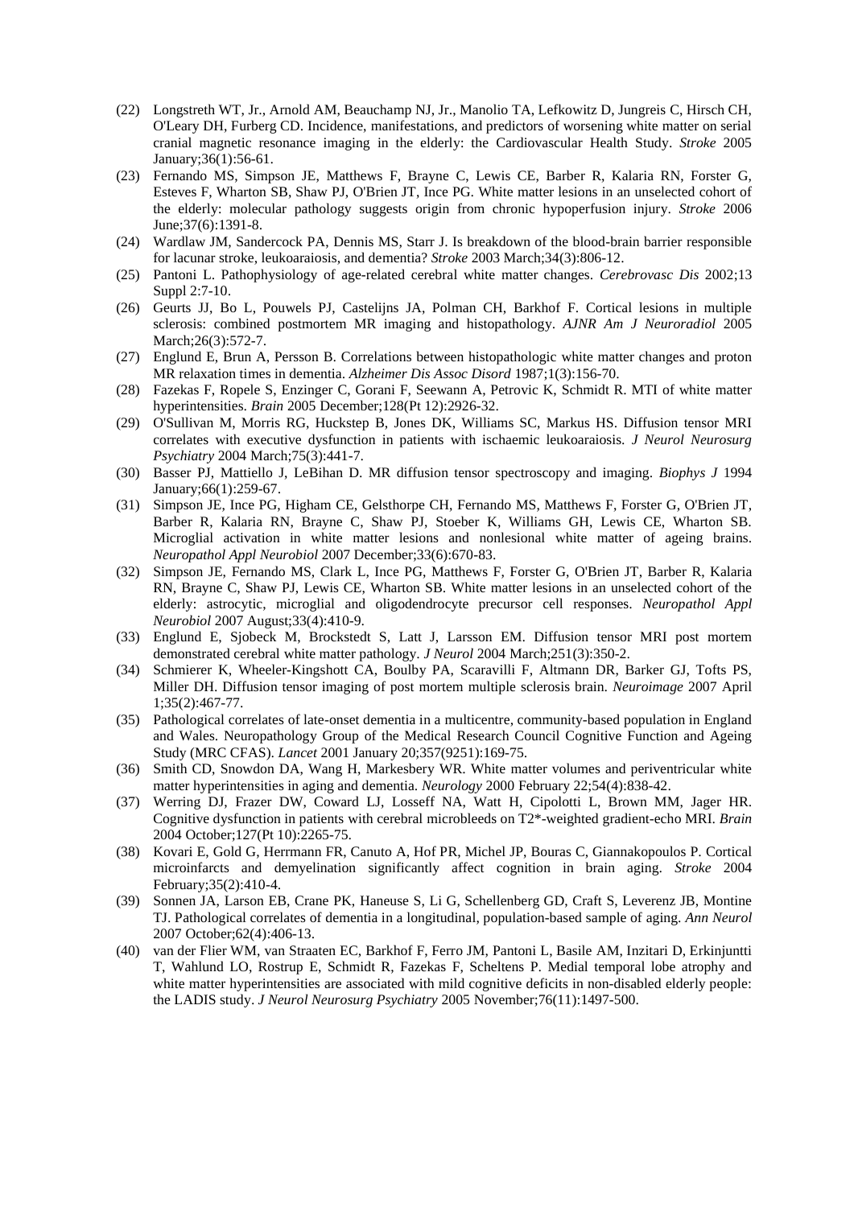(22) Longstreth WT, Jr., Arnold AM, Beauchamp NJ, Jr., Manolio TA, Lefkowitz D, Jungreis C, Hirsch CH, O'Leary DH, Furberg CD. Incidence, manifestations, and predictors of worsening white matter on serial cranial magnetic resonance imaging in the elderly: the Cardiovascular Health Study. *Stroke* 2005 January;36(1):56-61.

(23) Fernando MS, Simpson JE, Matthews F, Brayne C, Lewis CE, Barber R, Kalaria RN, Forster G, Esteves F, Wharton SB, Shaw PJ, O'Brien JT, Ince PG. White matter lesions in an unselected cohort of the elderly: molecular pathology suggests origin from chronic hypoperfusion injury. *Stroke* 2006 June;37(6):1391-8.

(24) Wardlaw JM, Sandercock PA, Dennis MS, Starr J. Is breakdown of the blood-brain barrier responsible for lacunar stroke, leukoaraiosis, and dementia? *Stroke* 2003 March;34(3):806-12.

(25) Pantoni L. Pathophysiology of age-related cerebral white matter changes. *Cerebrovasc Dis* 2002;13 Suppl 2:7-10.

(26) Geurts JJ, Bo L, Pouwels PJ, Castelijns JA, Polman CH, Barkhof F. Cortical lesions in multiple sclerosis: combined postmortem MR imaging and histopathology. *AJNR Am J Neuroradiol* 2005 March;26(3):572-7.

(27) Englund E, Brun A, Persson B. Correlations between histopathologic white matter changes and proton MR relaxation times in dementia. *Alzheimer Dis Assoc Disord* 1987;1(3):156-70.

(28) Fazekas F, Ropele S, Enzinger C, Gorani F, Seewann A, Petrovic K, Schmidt R. MTI of white matter hyperintensities. *Brain* 2005 December;128(Pt 12):2926-32.

(29) O'Sullivan M, Morris RG, Huckstep B, Jones DK, Williams SC, Markus HS. Diffusion tensor MRI correlates with executive dysfunction in patients with ischaemic leukoaraiosis. *J Neurol Neurosurg Psychiatry* 2004 March;75(3):441-7.

(30) Basser PJ, Mattiello J, LeBihan D. MR diffusion tensor spectroscopy and imaging. *Biophys J* 1994 January;66(1):259-67.

(31) Simpson JE, Ince PG, Higham CE, Gelsthorpe CH, Fernando MS, Matthews F, Forster G, O'Brien JT, Barber R, Kalaria RN, Brayne C, Shaw PJ, Stoeber K, Williams GH, Lewis CE, Wharton SB. Microglial activation in white matter lesions and nonlesional white matter of ageing brains. *Neuropathol Appl Neurobiol* 2007 December;33(6):670-83.

(32) Simpson JE, Fernando MS, Clark L, Ince PG, Matthews F, Forster G, O'Brien JT, Barber R, Kalaria RN, Brayne C, Shaw PJ, Lewis CE, Wharton SB. White matter lesions in an unselected cohort of the elderly: astrocytic, microglial and oligodendrocyte precursor cell responses. *Neuropathol Appl Neurobiol* 2007 August;33(4):410-9.

(33) Englund E, Sjobeck M, Brockstedt S, Latt J, Larsson EM. Diffusion tensor MRI post mortem demonstrated cerebral white matter pathology. *J Neurol* 2004 March;251(3):350-2.

(34) Schmierer K, Wheeler-Kingshott CA, Boulby PA, Scaravilli F, Altmann DR, Barker GJ, Tofts PS, Miller DH. Diffusion tensor imaging of post mortem multiple sclerosis brain. *Neuroimage* 2007 April 1;35(2):467-77.

(35) Pathological correlates of late-onset dementia in a multicentre, community-based population in England and Wales. Neuropathology Group of the Medical Research Council Cognitive Function and Ageing Study (MRC CFAS). *Lancet* 2001 January 20;357(9251):169-75.

(36) Smith CD, Snowdon DA, Wang H, Markesbery WR. White matter volumes and periventricular white matter hyperintensities in aging and dementia. *Neurology* 2000 February 22;54(4):838-42.

(37) Werring DJ, Frazer DW, Coward LJ, Losseff NA, Watt H, Cipolotti L, Brown MM, Jager HR. Cognitive dysfunction in patients with cerebral microbleeds on T2*-weighted gradient-echo MRI. *Brain* 2004 October;127(Pt 10):2265-75.

(38) Kovari E, Gold G, Herrmann FR, Canuto A, Hof PR, Michel JP, Bouras C, Giannakopoulos P. Cortical microinfarcts and demyelination significantly affect cognition in brain aging. *Stroke* 2004 February;35(2):410-4.

(39) Sonnen JA, Larson EB, Crane PK, Haneuse S, Li G, Schellenberg GD, Craft S, Leverenz JB, Montine TJ. Pathological correlates of dementia in a longitudinal, population-based sample of aging. *Ann Neurol* 2007 October;62(4):406-13.

(40) van der Flier WM, van Straaten EC, Barkhof F, Ferro JM, Pantoni L, Basile AM, Inzitari D, Erkinjuntti T, Wahlund LO, Rostrup E, Schmidt R, Fazekas F, Scheltens P. Medial temporal lobe atrophy and white matter hyperintensities are associated with mild cognitive deficits in non-disabled elderly people: the LADIS study. *J Neurol Neurosurg Psychiatry* 2005 November;76(11):1497-500.